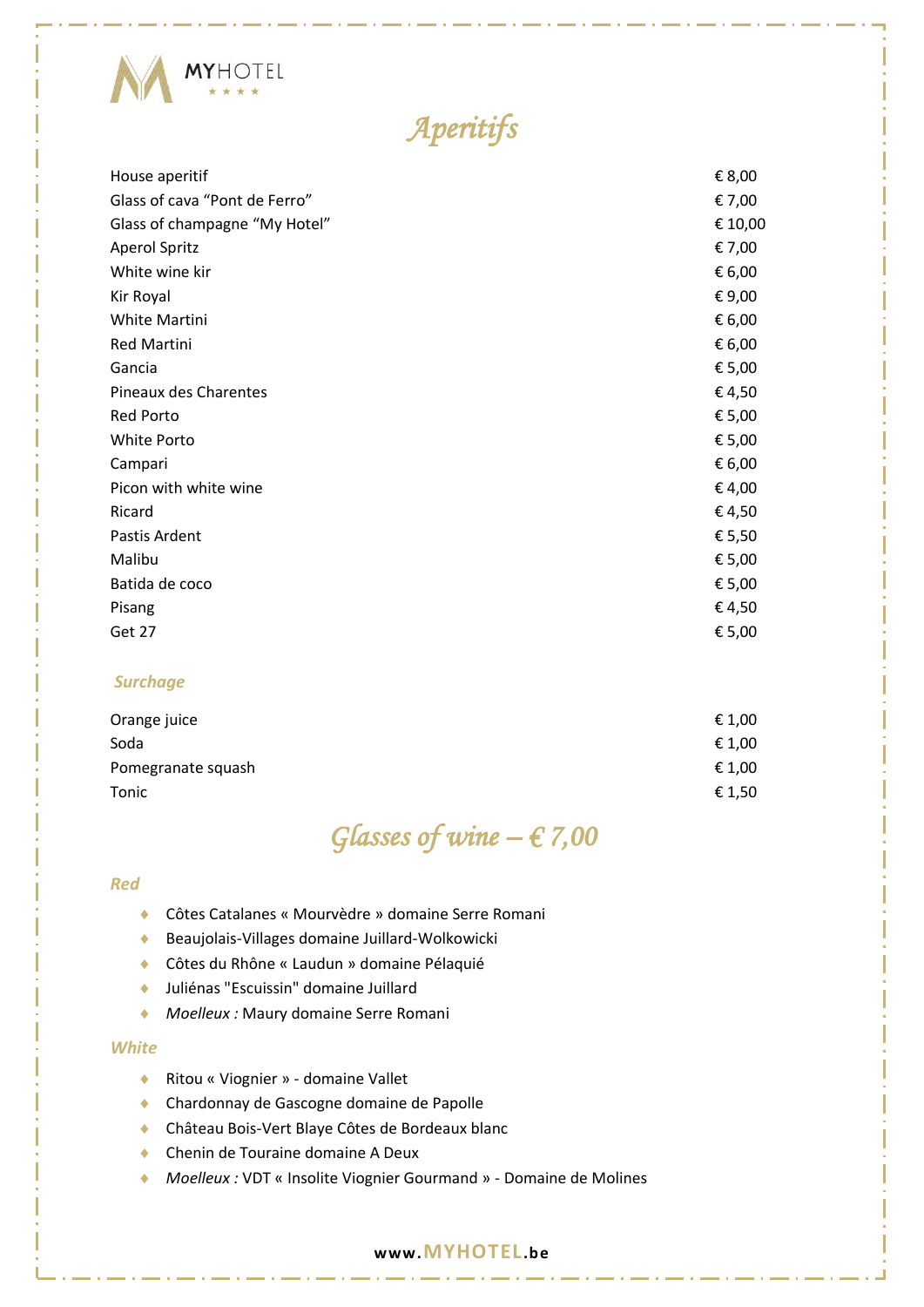MYHOTEL ★★★★

# Aperitifs

| | |
|---|---|
| House aperitif | € 8,00 |
| Glass of cava "Pont de Ferro" | € 7,00 |
| Glass of champagne "My Hotel" | € 10,00 |
| Aperol Spritz | € 7,00 |
| White wine kir | € 6,00 |
| Kir Royal | € 9,00 |
| White Martini | € 6,00 |
| Red Martini | € 6,00 |
| Gancia | € 5,00 |
| Pineaux des Charentes | € 4,50 |
| Red Porto | € 5,00 |
| White Porto | € 5,00 |
| Campari | € 6,00 |
| Picon with white wine | € 4,00 |
| Ricard | € 4,50 |
| Pastis Ardent | € 5,50 |
| Malibu | € 5,00 |
| Batida de coco | € 5,00 |
| Pisang | € 4,50 |
| Get 27 | € 5,00 |

### *Surchage*

| | |
|---|---|
| Orange juice | € 1,00 |
| Soda | € 1,00 |
| Pomegranate squash | € 1,00 |
| Tonic | € 1,50 |

# Glasses of wine – € 7,00

### *Red*

- Côtes Catalanes « Mourvèdre » domaine Serre Romani
- Beaujolais-Villages domaine Juillard-Wolkowicki
- Côtes du Rhône « Laudun » domaine Pélaquié
- Juliénas "Escuissin" domaine Juillard
- *Moelleux :* Maury domaine Serre Romani

### *White*

- Ritou « Viognier » - domaine Vallet
- Chardonnay de Gascogne domaine de Papolle
- Château Bois-Vert Blaye Côtes de Bordeaux blanc
- Chenin de Touraine domaine A Deux
- *Moelleux :* VDT « Insolite Viognier Gourmand » - Domaine de Molines

www.MYHOTEL.be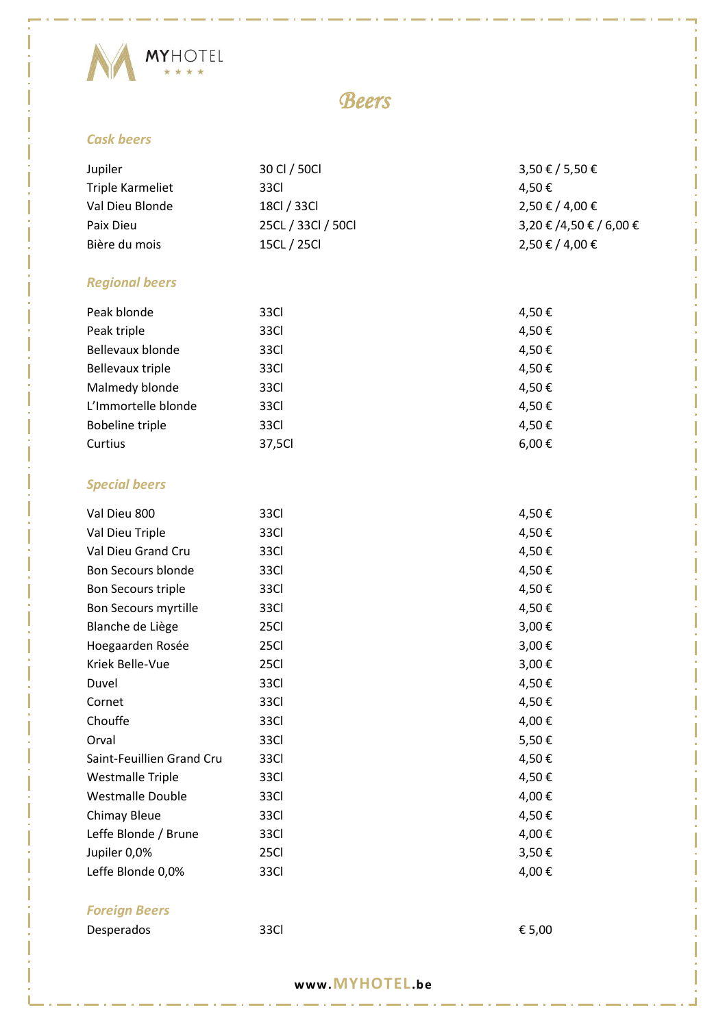MYHOTEL ★★★★

# Beers

## Cask beers

| | | |
|---|---|---|
| Jupiler | 30 Cl / 50Cl | 3,50 € / 5,50 € |
| Triple Karmeliet | 33Cl | 4,50 € |
| Val Dieu Blonde | 18Cl / 33Cl | 2,50 € / 4,00 € |
| Paix Dieu | 25CL / 33Cl / 50Cl | 3,20 € /4,50 € / 6,00 € |
| Bière du mois | 15CL / 25Cl | 2,50 € / 4,00 € |

## Regional beers

| | | |
|---|---|---|
| Peak blonde | 33Cl | 4,50 € |
| Peak triple | 33Cl | 4,50 € |
| Bellevaux blonde | 33Cl | 4,50 € |
| Bellevaux triple | 33Cl | 4,50 € |
| Malmedy blonde | 33Cl | 4,50 € |
| L'Immortelle blonde | 33Cl | 4,50 € |
| Bobeline triple | 33Cl | 4,50 € |
| Curtius | 37,5Cl | 6,00 € |

## Special beers

| | | |
|---|---|---|
| Val Dieu 800 | 33Cl | 4,50 € |
| Val Dieu Triple | 33Cl | 4,50 € |
| Val Dieu Grand Cru | 33Cl | 4,50 € |
| Bon Secours blonde | 33Cl | 4,50 € |
| Bon Secours triple | 33Cl | 4,50 € |
| Bon Secours myrtille | 33Cl | 4,50 € |
| Blanche de Liège | 25Cl | 3,00 € |
| Hoegaarden Rosée | 25Cl | 3,00 € |
| Kriek Belle-Vue | 25Cl | 3,00 € |
| Duvel | 33Cl | 4,50 € |
| Cornet | 33Cl | 4,50 € |
| Chouffe | 33Cl | 4,00 € |
| Orval | 33Cl | 5,50 € |
| Saint-Feuillien Grand Cru | 33Cl | 4,50 € |
| Westmalle Triple | 33Cl | 4,50 € |
| Westmalle Double | 33Cl | 4,00 € |
| Chimay Bleue | 33Cl | 4,50 € |
| Leffe Blonde / Brune | 33Cl | 4,00 € |
| Jupiler 0,0% | 25Cl | 3,50 € |
| Leffe Blonde 0,0% | 33Cl | 4,00 € |

## Foreign Beers

| | | |
|---|---|---|
| Desperados | 33Cl | € 5,00 |

www.MYHOTEL.be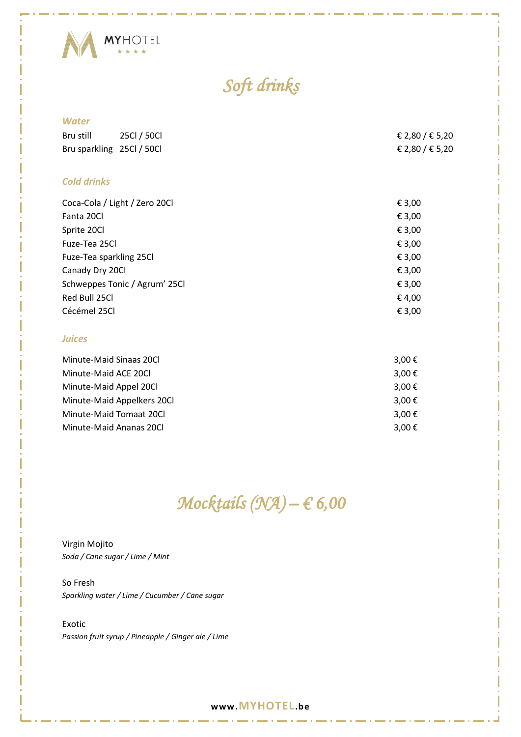MYHOTEL ★★★★

# *Soft drinks*

### *Water*

| | |
|---|---|
| Bru still 25Cl / 50Cl | € 2,80 / € 5,20 |
| Bru sparkling 25Cl / 50Cl | € 2,80 / € 5,20 |

### *Cold drinks*

| | |
|---|---|
| Coca-Cola / Light / Zero 20Cl | € 3,00 |
| Fanta 20Cl | € 3,00 |
| Sprite 20Cl | € 3,00 |
| Fuze-Tea 25Cl | € 3,00 |
| Fuze-Tea sparkling 25Cl | € 3,00 |
| Canady Dry 20Cl | € 3,00 |
| Schweppes Tonic / Agrum' 25Cl | € 3,00 |
| Red Bull 25Cl | € 4,00 |
| Cécémel 25Cl | € 3,00 |

### *Juices*

| | |
|---|---|
| Minute-Maid Sinaas 20Cl | 3,00 € |
| Minute-Maid ACE 20Cl | 3,00 € |
| Minute-Maid Appel 20Cl | 3,00 € |
| Minute-Maid Appelkers 20Cl | 3,00 € |
| Minute-Maid Tomaat 20Cl | 3,00 € |
| Minute-Maid Ananas 20Cl | 3,00 € |

# *Mocktails (NA) – € 6,00*

Virgin Mojito
*Soda / Cane sugar / Lime / Mint*

So Fresh
*Sparkling water / Lime / Cucumber / Cane sugar*

Exotic
*Passion fruit syrup / Pineapple / Ginger ale / Lime*

**www.MYHOTEL.be**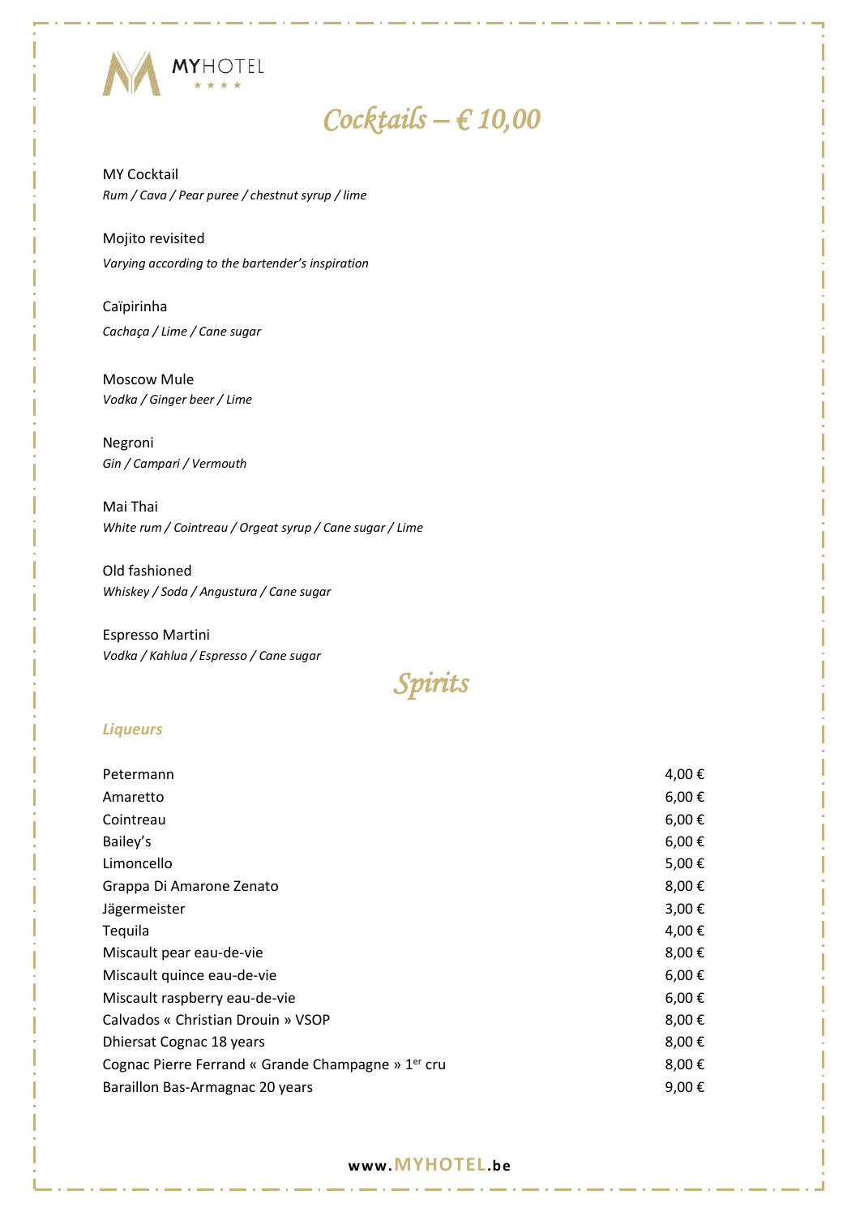MYHOTEL ★★★★

# *Cocktails – € 10,00*

MY Cocktail
*Rum / Cava / Pear puree / chestnut syrup / lime*

Mojito revisited
*Varying according to the bartender's inspiration*

Caïpirinha
*Cachaça / Lime / Cane sugar*

Moscow Mule
*Vodka / Ginger beer / Lime*

Negroni
*Gin / Campari / Vermouth*

Mai Thai
*White rum / Cointreau / Orgeat syrup / Cane sugar / Lime*

Old fashioned
*Whiskey / Soda / Angustura / Cane sugar*

Espresso Martini
*Vodka / Kahlua / Espresso / Cane sugar*

# *Spirits*

### *Liqueurs*

| | |
|---|---|
| Petermann | 4,00 € |
| Amaretto | 6,00 € |
| Cointreau | 6,00 € |
| Bailey's | 6,00 € |
| Limoncello | 5,00 € |
| Grappa Di Amarone Zenato | 8,00 € |
| Jägermeister | 3,00 € |
| Tequila | 4,00 € |
| Miscault pear eau-de-vie | 8,00 € |
| Miscault quince eau-de-vie | 6,00 € |
| Miscault raspberry eau-de-vie | 6,00 € |
| Calvados « Christian Drouin » VSOP | 8,00 € |
| Dhiersat Cognac 18 years | 8,00 € |
| Cognac Pierre Ferrand « Grande Champagne » 1er cru | 8,00 € |
| Baraillon Bas-Armagnac 20 years | 9,00 € |

www.MYHOTEL.be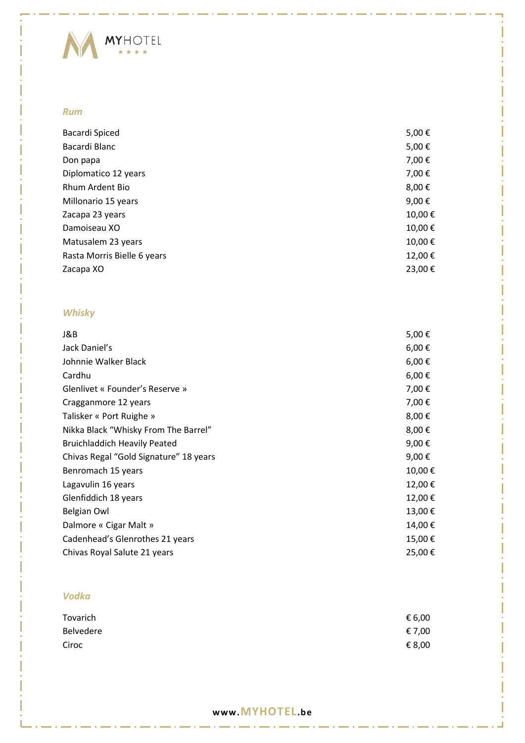## *Rum*

| | |
|---|---|
| Bacardi Spiced | 5,00 € |
| Bacardi Blanc | 5,00 € |
| Don papa | 7,00 € |
| Diplomatico 12 years | 7,00 € |
| Rhum Ardent Bio | 8,00 € |
| Millonario 15 years | 9,00 € |
| Zacapa 23 years | 10,00 € |
| Damoiseau XO | 10,00 € |
| Matusalem 23 years | 10,00 € |
| Rasta Morris Bielle 6 years | 12,00 € |
| Zacapa XO | 23,00 € |

## *Whisky*

| | |
|---|---|
| J&B | 5,00 € |
| Jack Daniel's | 6,00 € |
| Johnnie Walker Black | 6,00 € |
| Cardhu | 6,00 € |
| Glenlivet « Founder's Reserve » | 7,00 € |
| Cragganmore 12 years | 7,00 € |
| Talisker « Port Ruighe » | 8,00 € |
| Nikka Black "Whisky From The Barrel" | 8,00 € |
| Bruichladdich Heavily Peated | 9,00 € |
| Chivas Regal "Gold Signature" 18 years | 9,00 € |
| Benromach 15 years | 10,00 € |
| Lagavulin 16 years | 12,00 € |
| Glenfiddich 18 years | 12,00 € |
| Belgian Owl | 13,00 € |
| Dalmore « Cigar Malt » | 14,00 € |
| Cadenhead's Glenrothes 21 years | 15,00 € |
| Chivas Royal Salute 21 years | 25,00 € |

## *Vodka*

| | |
|---|---|
| Tovarich | € 6,00 |
| Belvedere | € 7,00 |
| Ciroc | € 8,00 |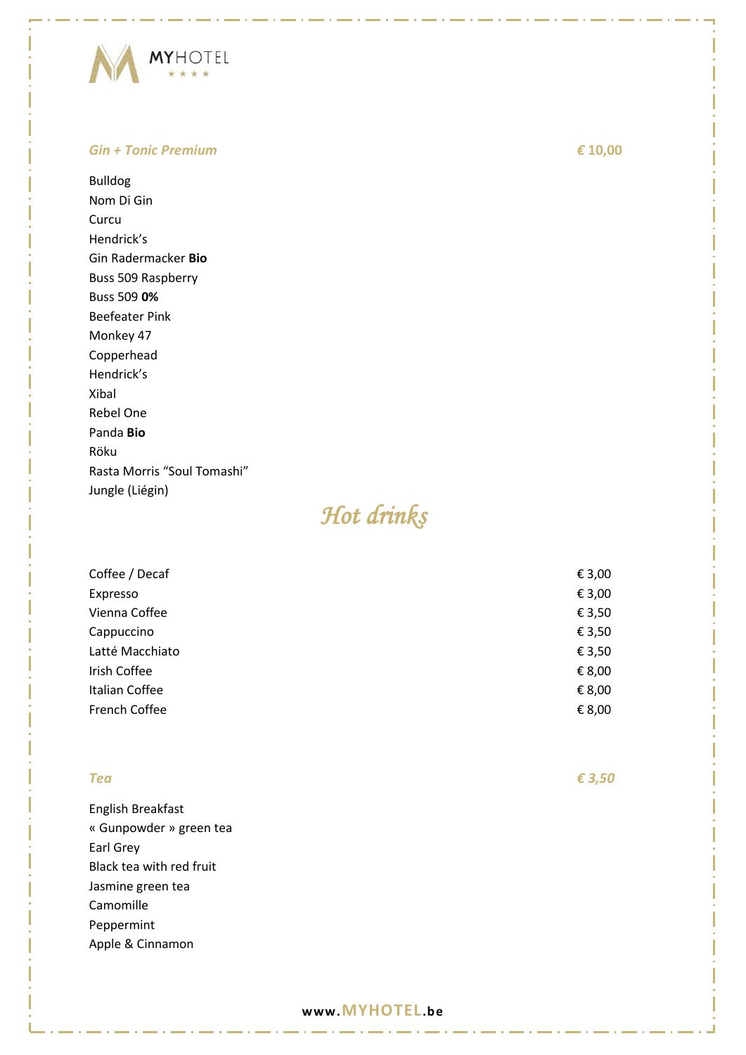### ***Gin + Tonic Premium*** — ***€ 10,00***

Bulldog
Nom Di Gin
Curcu
Hendrick's
Gin Radermacker **Bio**
Buss 509 Raspberry
Buss 509 **0%**
Beefeater Pink
Monkey 47
Copperhead
Hendrick's
Xibal
Rebel One
Panda **Bio**
Röku
Rasta Morris "Soul Tomashi"
Jungle (Liégin)

## *Hot drinks*

| | |
|---|---|
| Coffee / Decaf | € 3,00 |
| Expresso | € 3,00 |
| Vienna Coffee | € 3,50 |
| Cappuccino | € 3,50 |
| Latté Macchiato | € 3,50 |
| Irish Coffee | € 8,00 |
| Italian Coffee | € 8,00 |
| French Coffee | € 8,00 |

### ***Tea*** — ***€ 3,50***

English Breakfast
« Gunpowder » green tea
Earl Grey
Black tea with red fruit
Jasmine green tea
Camomille
Peppermint
Apple & Cinnamon